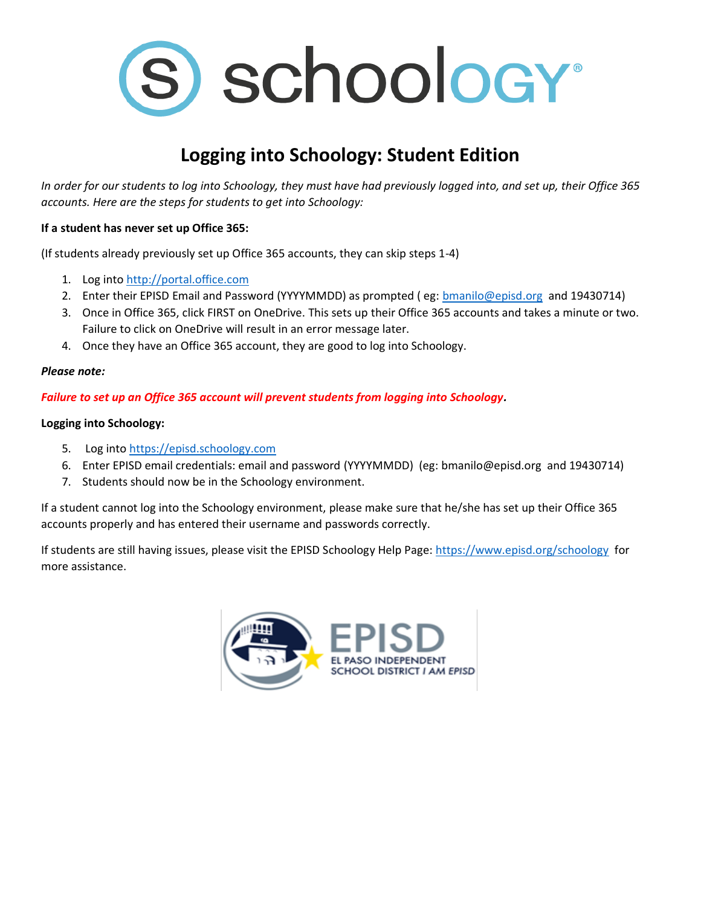# Logging into Schoology: Student Edition

*In order for our students to log into Schoology, they must have had previously logged into, and set up, their Office 365 accounts. Here are the steps for students to get into Schoology:*

**If a student has never set up Office 365:**

(If students already previously set up Office 365 accounts, they can skip steps 1-4)

1. Log into http://portal.office.com
2. Enter their EPISD Email and Password (YYYYMMDD) as prompted ( eg: bmanilo@episd.org and 19430714)
3. Once in Office 365, click FIRST on OneDrive. This sets up their Office 365 accounts and takes a minute or two. Failure to click on OneDrive will result in an error message later.
4. Once they have an Office 365 account, they are good to log into Schoology.

***Please note:***

***Failure to set up an Office 365 account will prevent students from logging into Schoology.***

**Logging into Schoology:**

5. Log into https://episd.schoology.com
6. Enter EPISD email credentials: email and password (YYYYMMDD) (eg: bmanilo@episd.org and 19430714)
7. Students should now be in the Schoology environment.

If a student cannot log into the Schoology environment, please make sure that he/she has set up their Office 365 accounts properly and has entered their username and passwords correctly.

If students are still having issues, please visit the EPISD Schoology Help Page: https://www.episd.org/schoology for more assistance.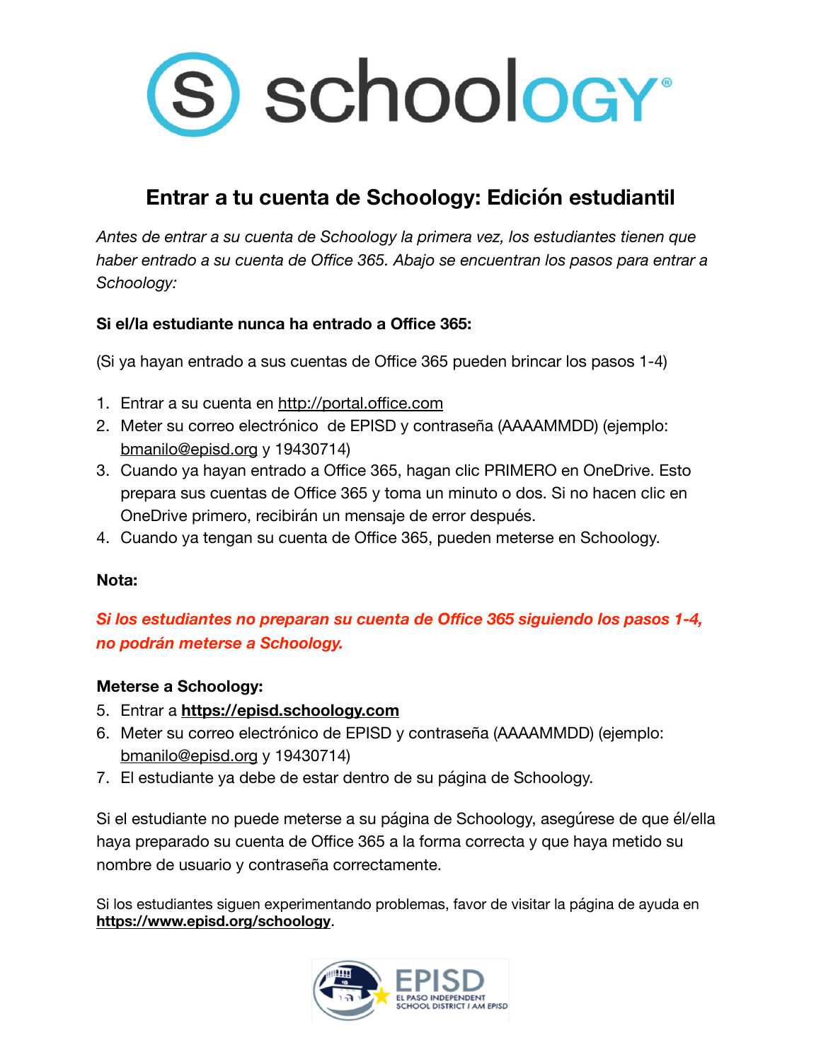# Entrar a tu cuenta de Schoology: Edición estudiantil

*Antes de entrar a su cuenta de Schoology la primera vez, los estudiantes tienen que haber entrado a su cuenta de Office 365. Abajo se encuentran los pasos para entrar a Schoology:*

**Si el/la estudiante nunca ha entrado a Office 365:**

(Si ya hayan entrado a sus cuentas de Office 365 pueden brincar los pasos 1-4)

1. Entrar a su cuenta en http://portal.office.com
2. Meter su correo electrónico de EPISD y contraseña (AAAAMMDD) (ejemplo: bmanilo@episd.org y 19430714)
3. Cuando ya hayan entrado a Office 365, hagan clic PRIMERO en OneDrive. Esto prepara sus cuentas de Office 365 y toma un minuto o dos. Si no hacen clic en OneDrive primero, recibirán un mensaje de error después.
4. Cuando ya tengan su cuenta de Office 365, pueden meterse en Schoology.

**Nota:**

***Si los estudiantes no preparan su cuenta de Office 365 siguiendo los pasos 1-4, no podrán meterse a Schoology.***

**Meterse a Schoology:**

5. Entrar a **https://episd.schoology.com**
6. Meter su correo electrónico de EPISD y contraseña (AAAAMMDD) (ejemplo: bmanilo@episd.org y 19430714)
7. El estudiante ya debe de estar dentro de su página de Schoology.

Si el estudiante no puede meterse a su página de Schoology, asegúrese de que él/ella haya preparado su cuenta de Office 365 a la forma correcta y que haya metido su nombre de usuario y contraseña correctamente.

Si los estudiantes siguen experimentando problemas, favor de visitar la página de ayuda en **https://www.episd.org/schoology**.